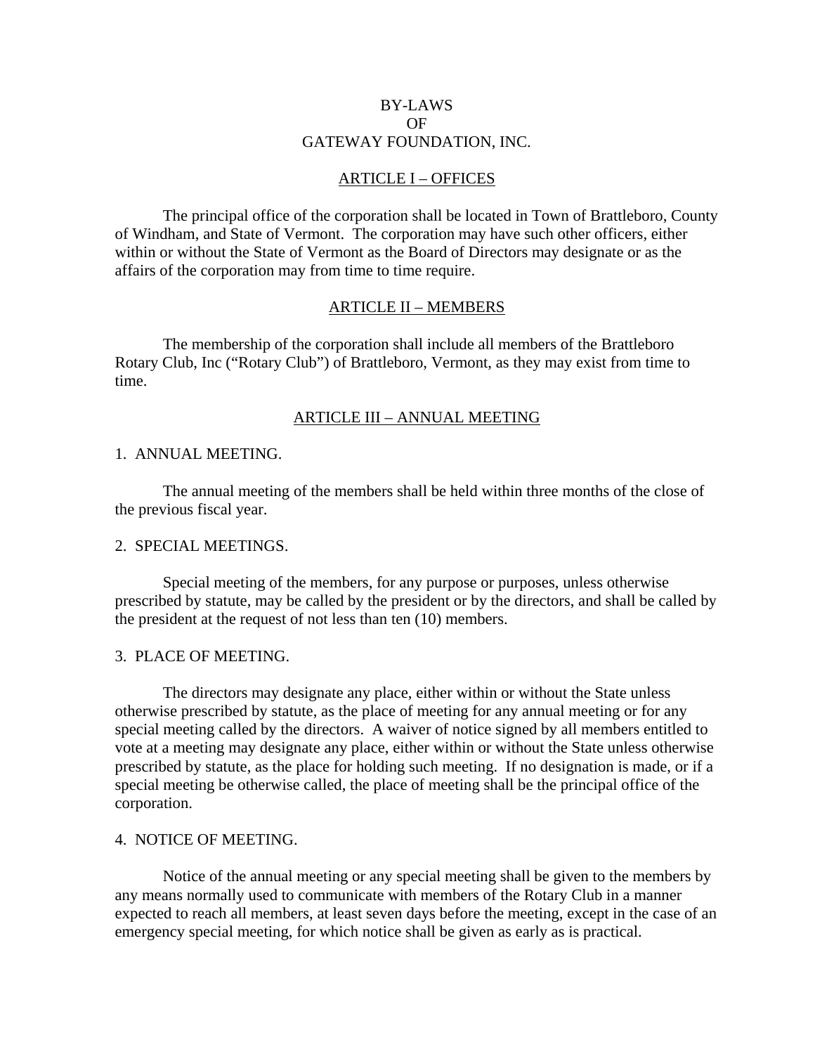# BY-LAWS
# OF
# GATEWAY FOUNDATION, INC.

## ARTICLE I – OFFICES

The principal office of the corporation shall be located in Town of Brattleboro, County of Windham, and State of Vermont. The corporation may have such other officers, either within or without the State of Vermont as the Board of Directors may designate or as the affairs of the corporation may from time to time require.

## ARTICLE II – MEMBERS

The membership of the corporation shall include all members of the Brattleboro Rotary Club, Inc ("Rotary Club") of Brattleboro, Vermont, as they may exist from time to time.

## ARTICLE III – ANNUAL MEETING

### 1. ANNUAL MEETING.

The annual meeting of the members shall be held within three months of the close of the previous fiscal year.

### 2. SPECIAL MEETINGS.

Special meeting of the members, for any purpose or purposes, unless otherwise prescribed by statute, may be called by the president or by the directors, and shall be called by the president at the request of not less than ten (10) members.

### 3. PLACE OF MEETING.

The directors may designate any place, either within or without the State unless otherwise prescribed by statute, as the place of meeting for any annual meeting or for any special meeting called by the directors. A waiver of notice signed by all members entitled to vote at a meeting may designate any place, either within or without the State unless otherwise prescribed by statute, as the place for holding such meeting. If no designation is made, or if a special meeting be otherwise called, the place of meeting shall be the principal office of the corporation.

### 4. NOTICE OF MEETING.

Notice of the annual meeting or any special meeting shall be given to the members by any means normally used to communicate with members of the Rotary Club in a manner expected to reach all members, at least seven days before the meeting, except in the case of an emergency special meeting, for which notice shall be given as early as is practical.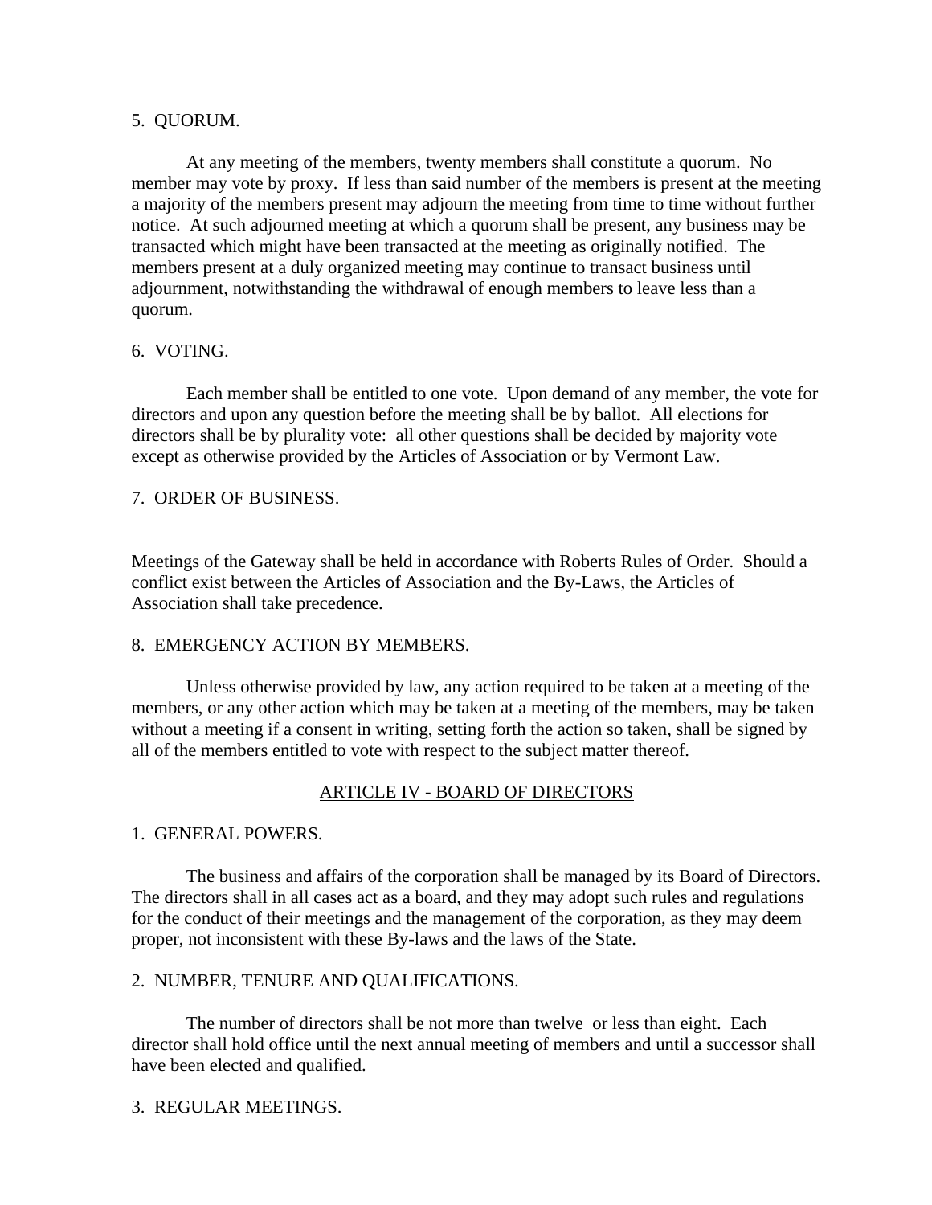5. QUORUM.

At any meeting of the members, twenty members shall constitute a quorum. No member may vote by proxy. If less than said number of the members is present at the meeting a majority of the members present may adjourn the meeting from time to time without further notice. At such adjourned meeting at which a quorum shall be present, any business may be transacted which might have been transacted at the meeting as originally notified. The members present at a duly organized meeting may continue to transact business until adjournment, notwithstanding the withdrawal of enough members to leave less than a quorum.

6. VOTING.

Each member shall be entitled to one vote. Upon demand of any member, the vote for directors and upon any question before the meeting shall be by ballot. All elections for directors shall be by plurality vote: all other questions shall be decided by majority vote except as otherwise provided by the Articles of Association or by Vermont Law.

7. ORDER OF BUSINESS.

Meetings of the Gateway shall be held in accordance with Roberts Rules of Order. Should a conflict exist between the Articles of Association and the By-Laws, the Articles of Association shall take precedence.

8. EMERGENCY ACTION BY MEMBERS.

Unless otherwise provided by law, any action required to be taken at a meeting of the members, or any other action which may be taken at a meeting of the members, may be taken without a meeting if a consent in writing, setting forth the action so taken, shall be signed by all of the members entitled to vote with respect to the subject matter thereof.

## ARTICLE IV - BOARD OF DIRECTORS

1. GENERAL POWERS.

The business and affairs of the corporation shall be managed by its Board of Directors. The directors shall in all cases act as a board, and they may adopt such rules and regulations for the conduct of their meetings and the management of the corporation, as they may deem proper, not inconsistent with these By-laws and the laws of the State.

2. NUMBER, TENURE AND QUALIFICATIONS.

The number of directors shall be not more than twelve or less than eight. Each director shall hold office until the next annual meeting of members and until a successor shall have been elected and qualified.

3. REGULAR MEETINGS.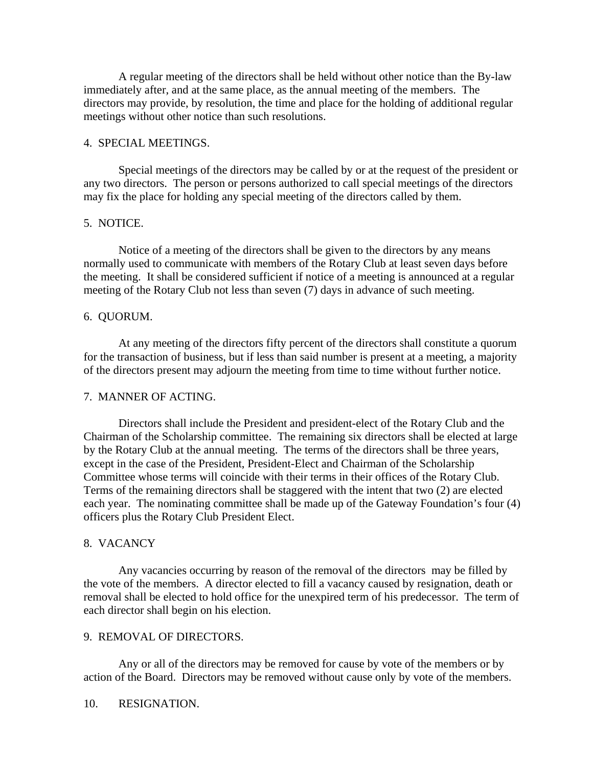A regular meeting of the directors shall be held without other notice than the By-law immediately after, and at the same place, as the annual meeting of the members. The directors may provide, by resolution, the time and place for the holding of additional regular meetings without other notice than such resolutions.

4. SPECIAL MEETINGS.

Special meetings of the directors may be called by or at the request of the president or any two directors. The person or persons authorized to call special meetings of the directors may fix the place for holding any special meeting of the directors called by them.

5. NOTICE.

Notice of a meeting of the directors shall be given to the directors by any means normally used to communicate with members of the Rotary Club at least seven days before the meeting. It shall be considered sufficient if notice of a meeting is announced at a regular meeting of the Rotary Club not less than seven (7) days in advance of such meeting.

6. QUORUM.

At any meeting of the directors fifty percent of the directors shall constitute a quorum for the transaction of business, but if less than said number is present at a meeting, a majority of the directors present may adjourn the meeting from time to time without further notice.

7. MANNER OF ACTING.

Directors shall include the President and president-elect of the Rotary Club and the Chairman of the Scholarship committee. The remaining six directors shall be elected at large by the Rotary Club at the annual meeting. The terms of the directors shall be three years, except in the case of the President, President-Elect and Chairman of the Scholarship Committee whose terms will coincide with their terms in their offices of the Rotary Club. Terms of the remaining directors shall be staggered with the intent that two (2) are elected each year. The nominating committee shall be made up of the Gateway Foundation's four (4) officers plus the Rotary Club President Elect.

8. VACANCY

Any vacancies occurring by reason of the removal of the directors may be filled by the vote of the members. A director elected to fill a vacancy caused by resignation, death or removal shall be elected to hold office for the unexpired term of his predecessor. The term of each director shall begin on his election.

9. REMOVAL OF DIRECTORS.

Any or all of the directors may be removed for cause by vote of the members or by action of the Board. Directors may be removed without cause only by vote of the members.

10. RESIGNATION.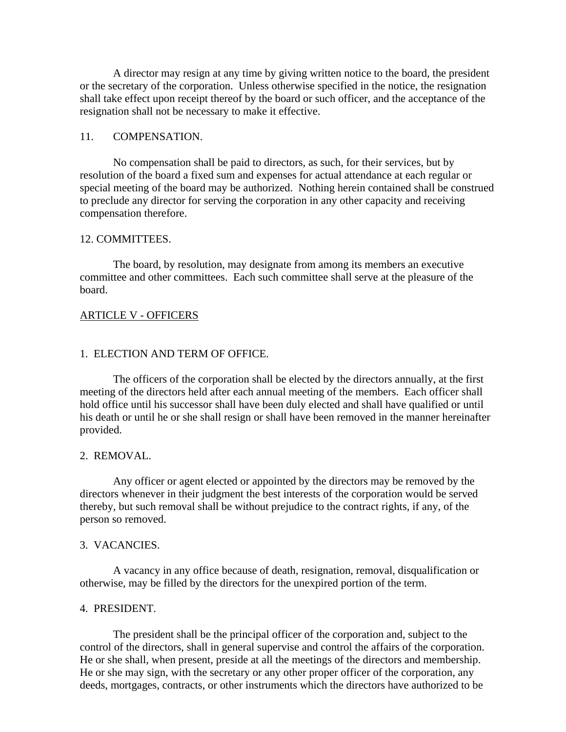A director may resign at any time by giving written notice to the board, the president or the secretary of the corporation. Unless otherwise specified in the notice, the resignation shall take effect upon receipt thereof by the board or such officer, and the acceptance of the resignation shall not be necessary to make it effective.

11. COMPENSATION.

No compensation shall be paid to directors, as such, for their services, but by resolution of the board a fixed sum and expenses for actual attendance at each regular or special meeting of the board may be authorized. Nothing herein contained shall be construed to preclude any director for serving the corporation in any other capacity and receiving compensation therefore.

12. COMMITTEES.

The board, by resolution, may designate from among its members an executive committee and other committees. Each such committee shall serve at the pleasure of the board.

## ARTICLE V - OFFICERS

1. ELECTION AND TERM OF OFFICE.

The officers of the corporation shall be elected by the directors annually, at the first meeting of the directors held after each annual meeting of the members. Each officer shall hold office until his successor shall have been duly elected and shall have qualified or until his death or until he or she shall resign or shall have been removed in the manner hereinafter provided.

2. REMOVAL.

Any officer or agent elected or appointed by the directors may be removed by the directors whenever in their judgment the best interests of the corporation would be served thereby, but such removal shall be without prejudice to the contract rights, if any, of the person so removed.

3. VACANCIES.

A vacancy in any office because of death, resignation, removal, disqualification or otherwise, may be filled by the directors for the unexpired portion of the term.

4. PRESIDENT.

The president shall be the principal officer of the corporation and, subject to the control of the directors, shall in general supervise and control the affairs of the corporation. He or she shall, when present, preside at all the meetings of the directors and membership. He or she may sign, with the secretary or any other proper officer of the corporation, any deeds, mortgages, contracts, or other instruments which the directors have authorized to be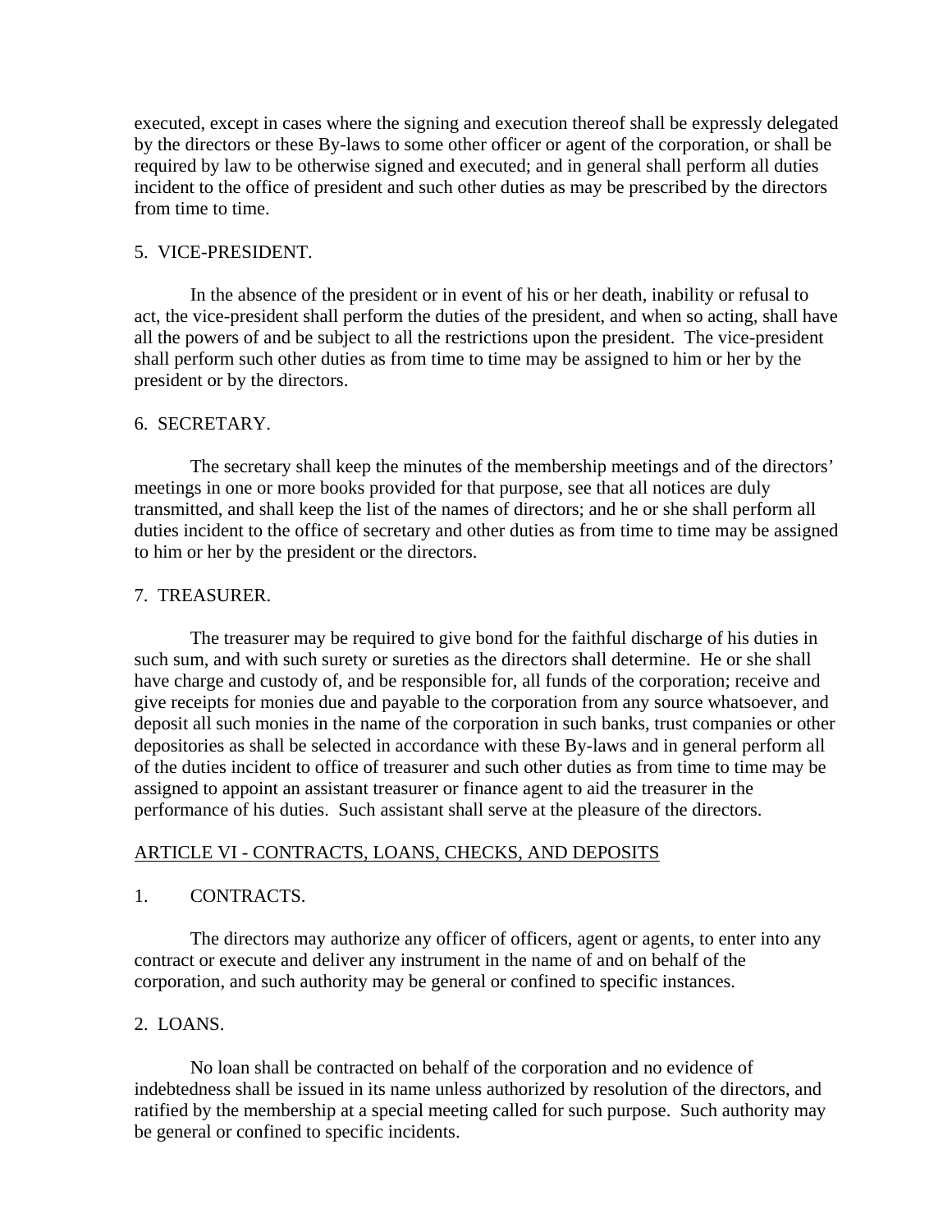executed, except in cases where the signing and execution thereof shall be expressly delegated by the directors or these By-laws to some other officer or agent of the corporation, or shall be required by law to be otherwise signed and executed; and in general shall perform all duties incident to the office of president and such other duties as may be prescribed by the directors from time to time.

5. VICE-PRESIDENT.

In the absence of the president or in event of his or her death, inability or refusal to act, the vice-president shall perform the duties of the president, and when so acting, shall have all the powers of and be subject to all the restrictions upon the president. The vice-president shall perform such other duties as from time to time may be assigned to him or her by the president or by the directors.

6. SECRETARY.

The secretary shall keep the minutes of the membership meetings and of the directors' meetings in one or more books provided for that purpose, see that all notices are duly transmitted, and shall keep the list of the names of directors; and he or she shall perform all duties incident to the office of secretary and other duties as from time to time may be assigned to him or her by the president or the directors.

7. TREASURER.

The treasurer may be required to give bond for the faithful discharge of his duties in such sum, and with such surety or sureties as the directors shall determine. He or she shall have charge and custody of, and be responsible for, all funds of the corporation; receive and give receipts for monies due and payable to the corporation from any source whatsoever, and deposit all such monies in the name of the corporation in such banks, trust companies or other depositories as shall be selected in accordance with these By-laws and in general perform all of the duties incident to office of treasurer and such other duties as from time to time may be assigned to appoint an assistant treasurer or finance agent to aid the treasurer in the performance of his duties. Such assistant shall serve at the pleasure of the directors.

ARTICLE VI - CONTRACTS, LOANS, CHECKS, AND DEPOSITS

1. CONTRACTS.

The directors may authorize any officer of officers, agent or agents, to enter into any contract or execute and deliver any instrument in the name of and on behalf of the corporation, and such authority may be general or confined to specific instances.

2. LOANS.

No loan shall be contracted on behalf of the corporation and no evidence of indebtedness shall be issued in its name unless authorized by resolution of the directors, and ratified by the membership at a special meeting called for such purpose. Such authority may be general or confined to specific incidents.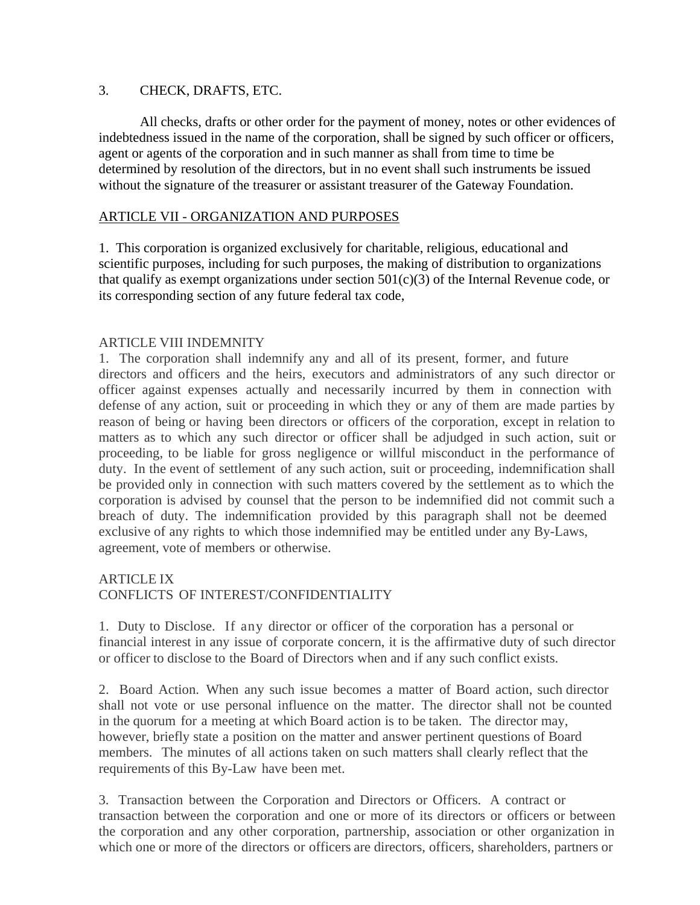3. CHECK, DRAFTS, ETC.

All checks, drafts or other order for the payment of money, notes or other evidences of indebtedness issued in the name of the corporation, shall be signed by such officer or officers, agent or agents of the corporation and in such manner as shall from time to time be determined by resolution of the directors, but in no event shall such instruments be issued without the signature of the treasurer or assistant treasurer of the Gateway Foundation.

ARTICLE VII - ORGANIZATION AND PURPOSES

1. This corporation is organized exclusively for charitable, religious, educational and scientific purposes, including for such purposes, the making of distribution to organizations that qualify as exempt organizations under section 501(c)(3) of the Internal Revenue code, or its corresponding section of any future federal tax code,

ARTICLE VIII INDEMNITY

1. The corporation shall indemnify any and all of its present, former, and future directors and officers and the heirs, executors and administrators of any such director or officer against expenses actually and necessarily incurred by them in connection with defense of any action, suit or proceeding in which they or any of them are made parties by reason of being or having been directors or officers of the corporation, except in relation to matters as to which any such director or officer shall be adjudged in such action, suit or proceeding, to be liable for gross negligence or willful misconduct in the performance of duty. In the event of settlement of any such action, suit or proceeding, indemnification shall be provided only in connection with such matters covered by the settlement as to which the corporation is advised by counsel that the person to be indemnified did not commit such a breach of duty. The indemnification provided by this paragraph shall not be deemed exclusive of any rights to which those indemnified may be entitled under any By-Laws, agreement, vote of members or otherwise.

ARTICLE IX
CONFLICTS OF INTEREST/CONFIDENTIALITY

1. Duty to Disclose. If any director or officer of the corporation has a personal or financial interest in any issue of corporate concern, it is the affirmative duty of such director or officer to disclose to the Board of Directors when and if any such conflict exists.

2. Board Action. When any such issue becomes a matter of Board action, such director shall not vote or use personal influence on the matter. The director shall not be counted in the quorum for a meeting at which Board action is to be taken. The director may, however, briefly state a position on the matter and answer pertinent questions of Board members. The minutes of all actions taken on such matters shall clearly reflect that the requirements of this By-Law have been met.

3. Transaction between the Corporation and Directors or Officers. A contract or transaction between the corporation and one or more of its directors or officers or between the corporation and any other corporation, partnership, association or other organization in which one or more of the directors or officers are directors, officers, shareholders, partners or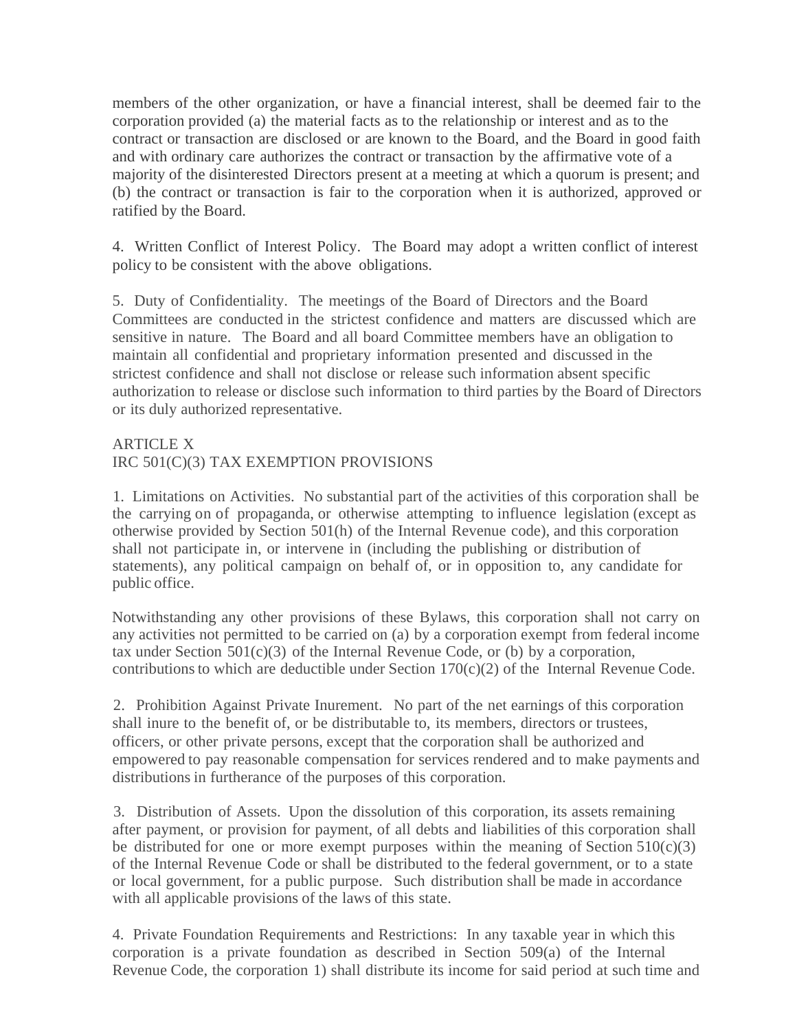members of the other organization, or have a financial interest, shall be deemed fair to the corporation provided (a) the material facts as to the relationship or interest and as to the contract or transaction are disclosed or are known to the Board, and the Board in good faith and with ordinary care authorizes the contract or transaction by the affirmative vote of a majority of the disinterested Directors present at a meeting at which a quorum is present; and (b) the contract or transaction is fair to the corporation when it is authorized, approved or ratified by the Board.

4. Written Conflict of Interest Policy. The Board may adopt a written conflict of interest policy to be consistent with the above obligations.

5. Duty of Confidentiality. The meetings of the Board of Directors and the Board Committees are conducted in the strictest confidence and matters are discussed which are sensitive in nature. The Board and all board Committee members have an obligation to maintain all confidential and proprietary information presented and discussed in the strictest confidence and shall not disclose or release such information absent specific authorization to release or disclose such information to third parties by the Board of Directors or its duly authorized representative.

## ARTICLE X
## IRC 501(C)(3) TAX EXEMPTION PROVISIONS

1. Limitations on Activities. No substantial part of the activities of this corporation shall be the carrying on of propaganda, or otherwise attempting to influence legislation (except as otherwise provided by Section 501(h) of the Internal Revenue code), and this corporation shall not participate in, or intervene in (including the publishing or distribution of statements), any political campaign on behalf of, or in opposition to, any candidate for public office.

Notwithstanding any other provisions of these Bylaws, this corporation shall not carry on any activities not permitted to be carried on (a) by a corporation exempt from federal income tax under Section 501(c)(3) of the Internal Revenue Code, or (b) by a corporation, contributions to which are deductible under Section 170(c)(2) of the Internal Revenue Code.

2. Prohibition Against Private Inurement. No part of the net earnings of this corporation shall inure to the benefit of, or be distributable to, its members, directors or trustees, officers, or other private persons, except that the corporation shall be authorized and empowered to pay reasonable compensation for services rendered and to make payments and distributions in furtherance of the purposes of this corporation.

3. Distribution of Assets. Upon the dissolution of this corporation, its assets remaining after payment, or provision for payment, of all debts and liabilities of this corporation shall be distributed for one or more exempt purposes within the meaning of Section 510(c)(3) of the Internal Revenue Code or shall be distributed to the federal government, or to a state or local government, for a public purpose. Such distribution shall be made in accordance with all applicable provisions of the laws of this state.

4. Private Foundation Requirements and Restrictions: In any taxable year in which this corporation is a private foundation as described in Section 509(a) of the Internal Revenue Code, the corporation 1) shall distribute its income for said period at such time and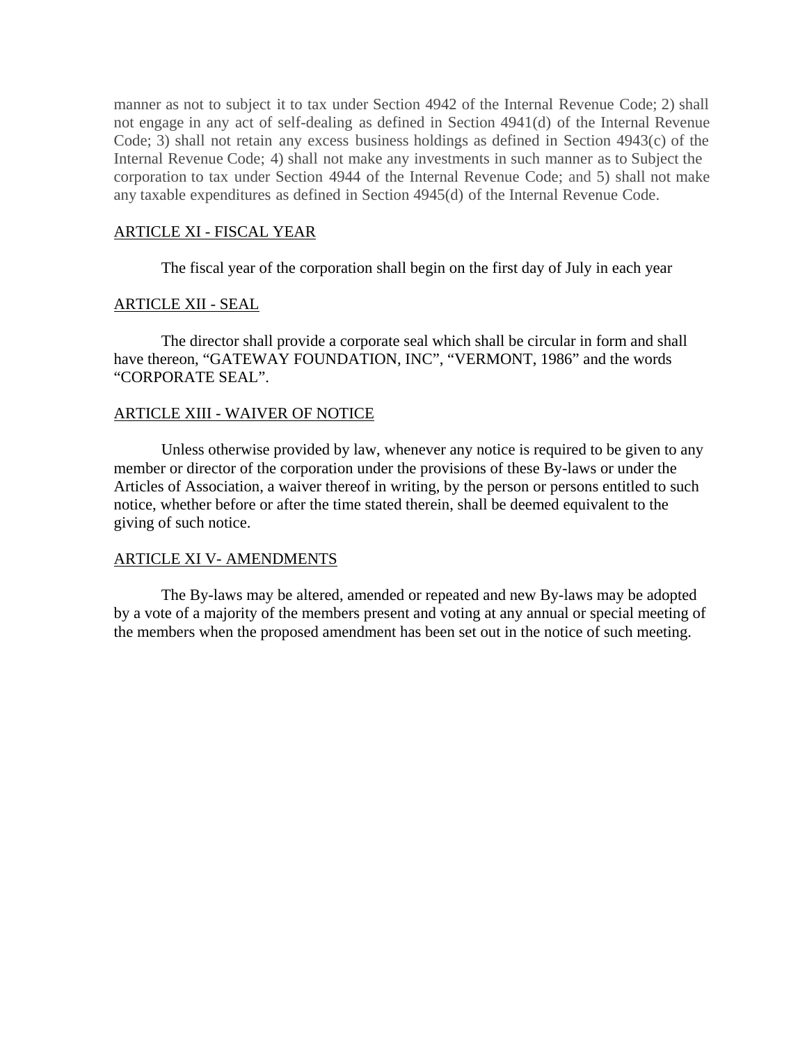manner as not to subject it to tax under Section 4942 of the Internal Revenue Code; 2) shall not engage in any act of self-dealing as defined in Section 4941(d) of the Internal Revenue Code; 3) shall not retain any excess business holdings as defined in Section 4943(c) of the Internal Revenue Code; 4) shall not make any investments in such manner as to Subject the corporation to tax under Section 4944 of the Internal Revenue Code; and 5) shall not make any taxable expenditures as defined in Section 4945(d) of the Internal Revenue Code.

## ARTICLE XI - FISCAL YEAR

The fiscal year of the corporation shall begin on the first day of July in each year

## ARTICLE XII - SEAL

The director shall provide a corporate seal which shall be circular in form and shall have thereon, "GATEWAY FOUNDATION, INC", "VERMONT, 1986" and the words "CORPORATE SEAL".

## ARTICLE XIII - WAIVER OF NOTICE

Unless otherwise provided by law, whenever any notice is required to be given to any member or director of the corporation under the provisions of these By-laws or under the Articles of Association, a waiver thereof in writing, by the person or persons entitled to such notice, whether before or after the time stated therein, shall be deemed equivalent to the giving of such notice.

## ARTICLE XI V- AMENDMENTS

The By-laws may be altered, amended or repeated and new By-laws may be adopted by a vote of a majority of the members present and voting at any annual or special meeting of the members when the proposed amendment has been set out in the notice of such meeting.